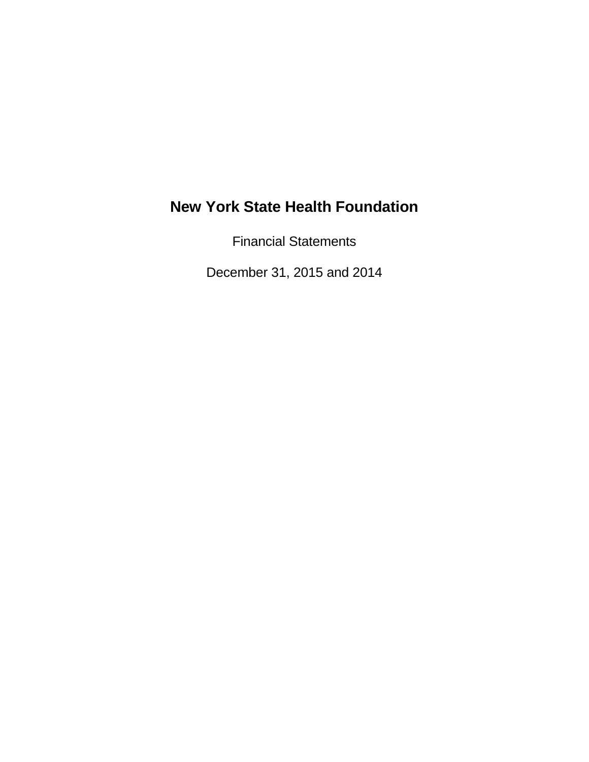# New York State Health Foundation

Financial Statements

December 31, 2015 and 2014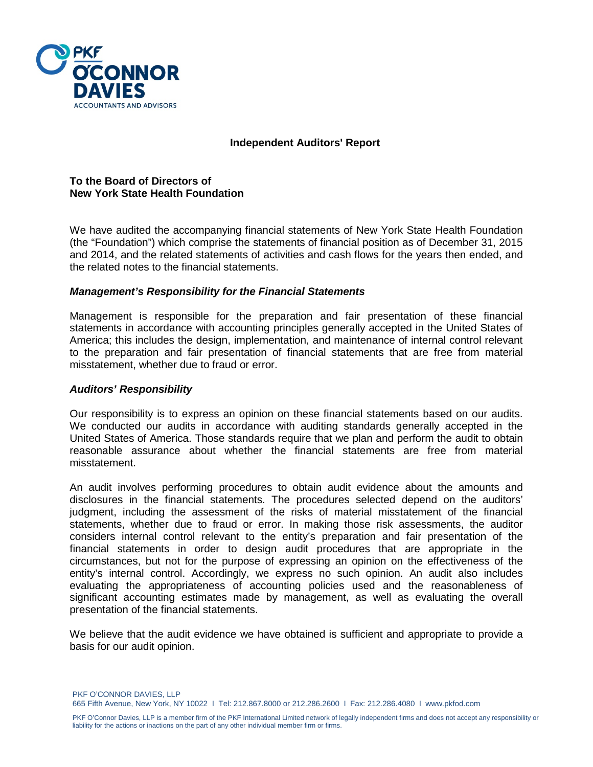# Independent Auditors' Report

**To the Board of Directors of**
**New York State Health Foundation**

We have audited the accompanying financial statements of New York State Health Foundation (the "Foundation") which comprise the statements of financial position as of December 31, 2015 and 2014, and the related statements of activities and cash flows for the years then ended, and the related notes to the financial statements.

### *Management's Responsibility for the Financial Statements*

Management is responsible for the preparation and fair presentation of these financial statements in accordance with accounting principles generally accepted in the United States of America; this includes the design, implementation, and maintenance of internal control relevant to the preparation and fair presentation of financial statements that are free from material misstatement, whether due to fraud or error.

### *Auditors' Responsibility*

Our responsibility is to express an opinion on these financial statements based on our audits. We conducted our audits in accordance with auditing standards generally accepted in the United States of America. Those standards require that we plan and perform the audit to obtain reasonable assurance about whether the financial statements are free from material misstatement.

An audit involves performing procedures to obtain audit evidence about the amounts and disclosures in the financial statements. The procedures selected depend on the auditors' judgment, including the assessment of the risks of material misstatement of the financial statements, whether due to fraud or error. In making those risk assessments, the auditor considers internal control relevant to the entity's preparation and fair presentation of the financial statements in order to design audit procedures that are appropriate in the circumstances, but not for the purpose of expressing an opinion on the effectiveness of the entity's internal control. Accordingly, we express no such opinion. An audit also includes evaluating the appropriateness of accounting policies used and the reasonableness of significant accounting estimates made by management, as well as evaluating the overall presentation of the financial statements.

We believe that the audit evidence we have obtained is sufficient and appropriate to provide a basis for our audit opinion.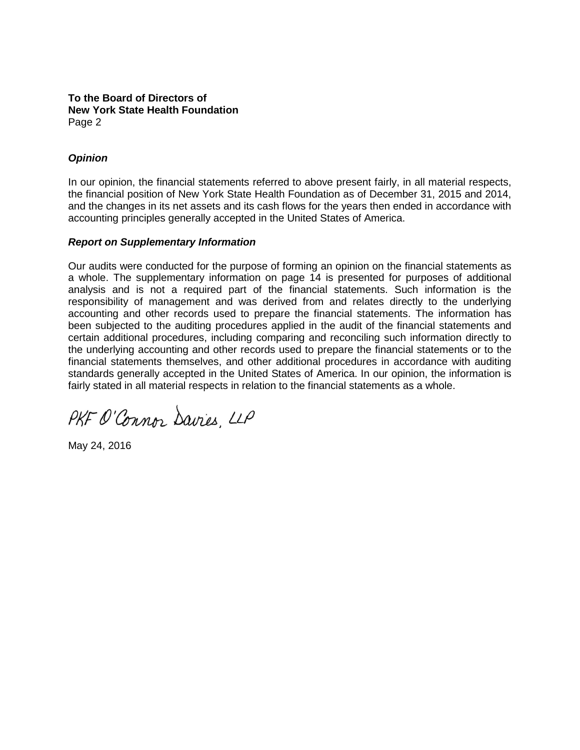**To the Board of Directors of**
**New York State Health Foundation**
Page 2

***Opinion***

In our opinion, the financial statements referred to above present fairly, in all material respects, the financial position of New York State Health Foundation as of December 31, 2015 and 2014, and the changes in its net assets and its cash flows for the years then ended in accordance with accounting principles generally accepted in the United States of America.

***Report on Supplementary Information***

Our audits were conducted for the purpose of forming an opinion on the financial statements as a whole. The supplementary information on page 14 is presented for purposes of additional analysis and is not a required part of the financial statements. Such information is the responsibility of management and was derived from and relates directly to the underlying accounting and other records used to prepare the financial statements. The information has been subjected to the auditing procedures applied in the audit of the financial statements and certain additional procedures, including comparing and reconciling such information directly to the underlying accounting and other records used to prepare the financial statements or to the financial statements themselves, and other additional procedures in accordance with auditing standards generally accepted in the United States of America. In our opinion, the information is fairly stated in all material respects in relation to the financial statements as a whole.

PKF O'Connor Davies, LLP

May 24, 2016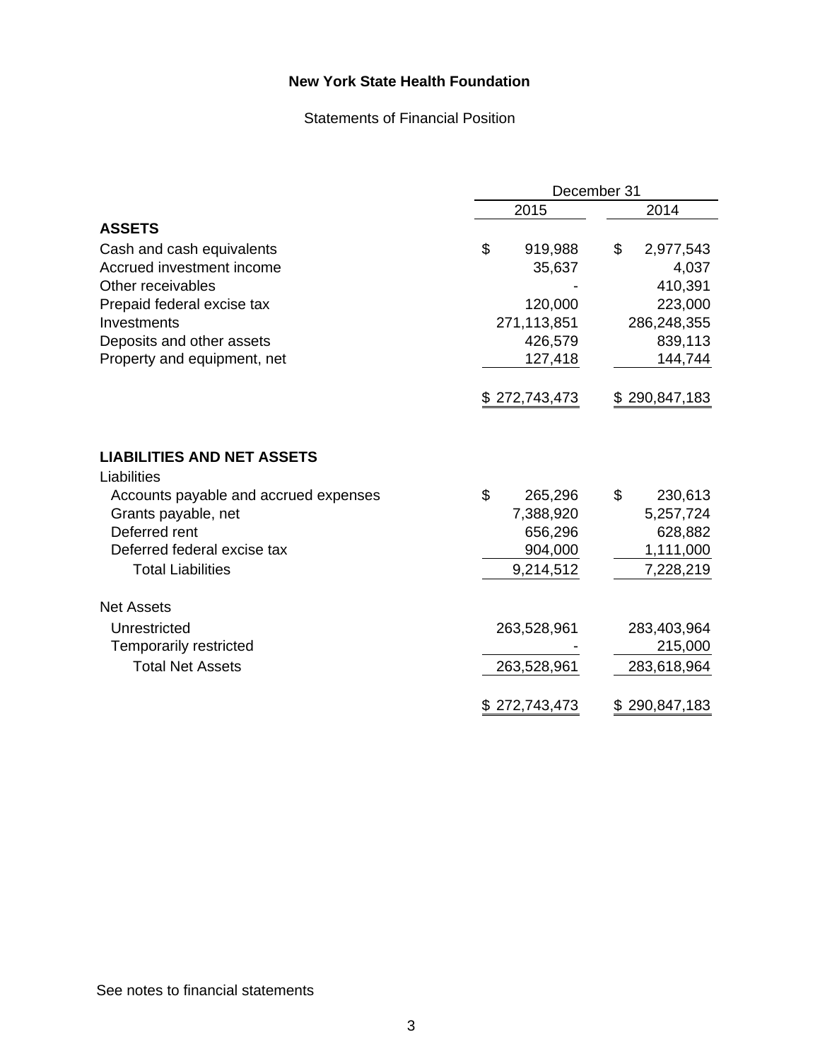# New York State Health Foundation

Statements of Financial Position

| | December 31 | |
|---|---|---|
| | 2015 | 2014 |
| **ASSETS** | | |
| Cash and cash equivalents | $ 919,988 | $ 2,977,543 |
| Accrued investment income | 35,637 | 4,037 |
| Other receivables | - | 410,391 |
| Prepaid federal excise tax | 120,000 | 223,000 |
| Investments | 271,113,851 | 286,248,355 |
| Deposits and other assets | 426,579 | 839,113 |
| Property and equipment, net | 127,418 | 144,744 |
| | $ 272,743,473 | $ 290,847,183 |
| **LIABILITIES AND NET ASSETS** | | |
| Liabilities | | |
| Accounts payable and accrued expenses | $ 265,296 | $ 230,613 |
| Grants payable, net | 7,388,920 | 5,257,724 |
| Deferred rent | 656,296 | 628,882 |
| Deferred federal excise tax | 904,000 | 1,111,000 |
| Total Liabilities | 9,214,512 | 7,228,219 |
| Net Assets | | |
| Unrestricted | 263,528,961 | 283,403,964 |
| Temporarily restricted | - | 215,000 |
| Total Net Assets | 263,528,961 | 283,618,964 |
| | $ 272,743,473 | $ 290,847,183 |

See notes to financial statements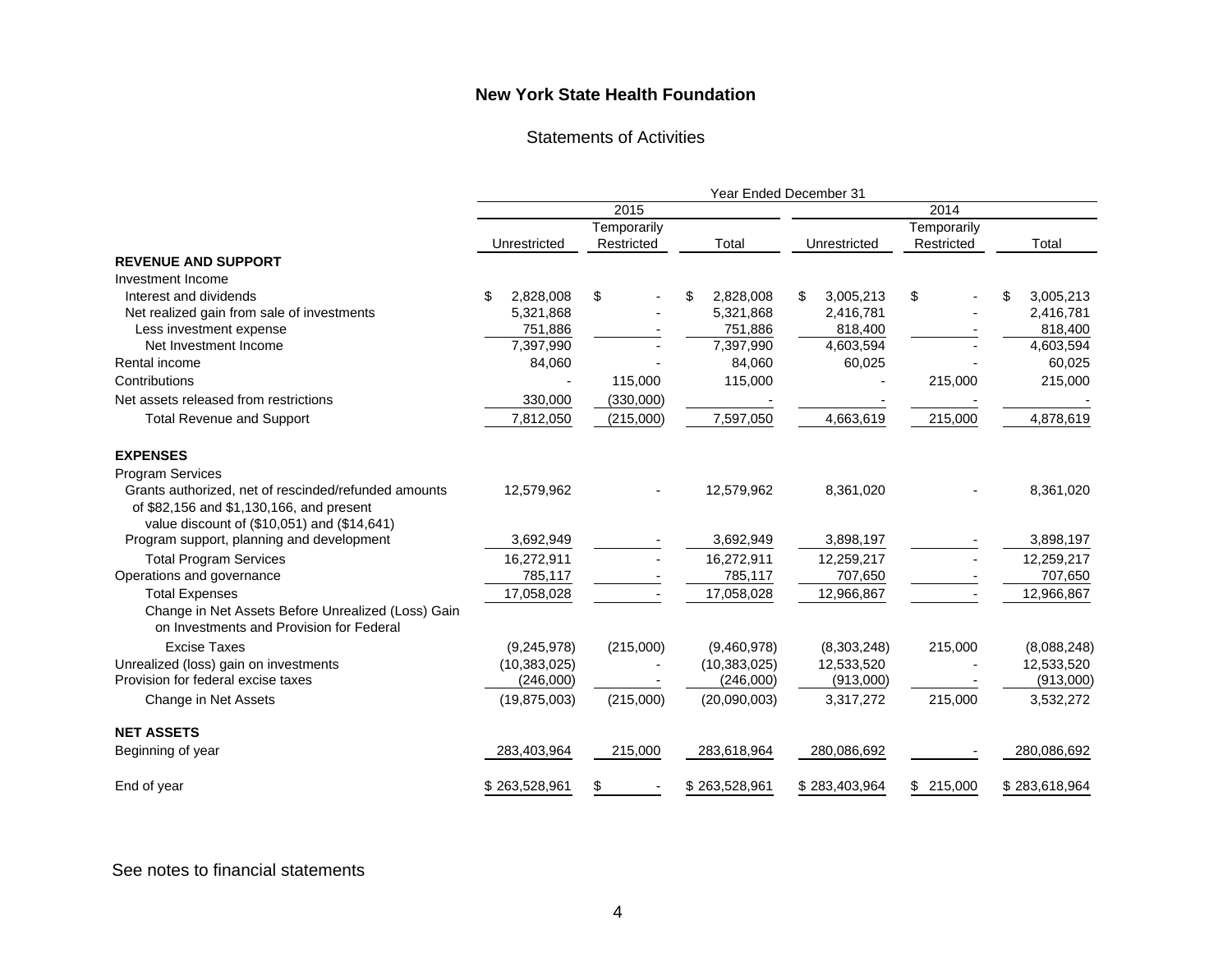# New York State Health Foundation

## Statements of Activities

| | Year Ended December 31 | | | | | |
|---|---|---|---|---|---|---|
| | 2015 | | | 2014 | | |
| | Unrestricted | Temporarily Restricted | Total | Unrestricted | Temporarily Restricted | Total |
| **REVENUE AND SUPPORT** | | | | | | |
| Investment Income | | | | | | |
| Interest and dividends | $ 2,828,008 | $ - | $ 2,828,008 | $ 3,005,213 | $ - | $ 3,005,213 |
| Net realized gain from sale of investments | 5,321,868 | - | 5,321,868 | 2,416,781 | - | 2,416,781 |
| Less investment expense | 751,886 | - | 751,886 | 818,400 | - | 818,400 |
| Net Investment Income | 7,397,990 | - | 7,397,990 | 4,603,594 | - | 4,603,594 |
| Rental income | 84,060 | - | 84,060 | 60,025 | - | 60,025 |
| Contributions | - | 115,000 | 115,000 | - | 215,000 | 215,000 |
| Net assets released from restrictions | 330,000 | (330,000) | - | - | - | - |
| Total Revenue and Support | 7,812,050 | (215,000) | 7,597,050 | 4,663,619 | 215,000 | 4,878,619 |
| **EXPENSES** | | | | | | |
| Program Services | | | | | | |
| Grants authorized, net of rescinded/refunded amounts of $82,156 and $1,130,166, and present value discount of ($10,051) and ($14,641) | 12,579,962 | - | 12,579,962 | 8,361,020 | - | 8,361,020 |
| Program support, planning and development | 3,692,949 | - | 3,692,949 | 3,898,197 | - | 3,898,197 |
| Total Program Services | 16,272,911 | - | 16,272,911 | 12,259,217 | - | 12,259,217 |
| Operations and governance | 785,117 | - | 785,117 | 707,650 | - | 707,650 |
| Total Expenses | 17,058,028 | - | 17,058,028 | 12,966,867 | - | 12,966,867 |
| Change in Net Assets Before Unrealized (Loss) Gain on Investments and Provision for Federal Excise Taxes | (9,245,978) | (215,000) | (9,460,978) | (8,303,248) | 215,000 | (8,088,248) |
| Unrealized (loss) gain on investments | (10,383,025) | - | (10,383,025) | 12,533,520 | - | 12,533,520 |
| Provision for federal excise taxes | (246,000) | - | (246,000) | (913,000) | - | (913,000) |
| Change in Net Assets | (19,875,003) | (215,000) | (20,090,003) | 3,317,272 | 215,000 | 3,532,272 |
| **NET ASSETS** | | | | | | |
| Beginning of year | 283,403,964 | 215,000 | 283,618,964 | 280,086,692 | - | 280,086,692 |
| End of year | $ 263,528,961 | $ - | $ 263,528,961 | $ 283,403,964 | $ 215,000 | $ 283,618,964 |

See notes to financial statements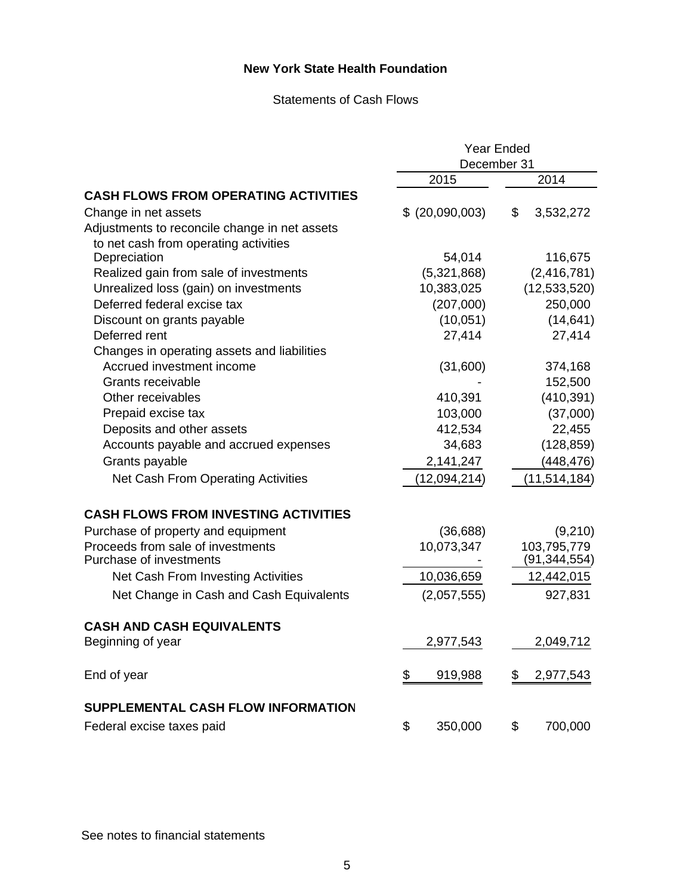# New York State Health Foundation

Statements of Cash Flows

| | Year Ended December 31 | |
|---|---|---|
| | 2015 | 2014 |
| **CASH FLOWS FROM OPERATING ACTIVITIES** | | |
| Change in net assets | $ (20,090,003) | $ 3,532,272 |
| Adjustments to reconcile change in net assets to net cash from operating activities | | |
| Depreciation | 54,014 | 116,675 |
| Realized gain from sale of investments | (5,321,868) | (2,416,781) |
| Unrealized loss (gain) on investments | 10,383,025 | (12,533,520) |
| Deferred federal excise tax | (207,000) | 250,000 |
| Discount on grants payable | (10,051) | (14,641) |
| Deferred rent | 27,414 | 27,414 |
| Changes in operating assets and liabilities | | |
| Accrued investment income | (31,600) | 374,168 |
| Grants receivable | - | 152,500 |
| Other receivables | 410,391 | (410,391) |
| Prepaid excise tax | 103,000 | (37,000) |
| Deposits and other assets | 412,534 | 22,455 |
| Accounts payable and accrued expenses | 34,683 | (128,859) |
| Grants payable | 2,141,247 | (448,476) |
| Net Cash From Operating Activities | (12,094,214) | (11,514,184) |
| **CASH FLOWS FROM INVESTING ACTIVITIES** | | |
| Purchase of property and equipment | (36,688) | (9,210) |
| Proceeds from sale of investments | 10,073,347 | 103,795,779 |
| Purchase of investments | - | (91,344,554) |
| Net Cash From Investing Activities | 10,036,659 | 12,442,015 |
| Net Change in Cash and Cash Equivalents | (2,057,555) | 927,831 |
| **CASH AND CASH EQUIVALENTS** | | |
| Beginning of year | 2,977,543 | 2,049,712 |
| End of year | $ 919,988 | $ 2,977,543 |
| **SUPPLEMENTAL CASH FLOW INFORMATION** | | |
| Federal excise taxes paid | $ 350,000 | $ 700,000 |

See notes to financial statements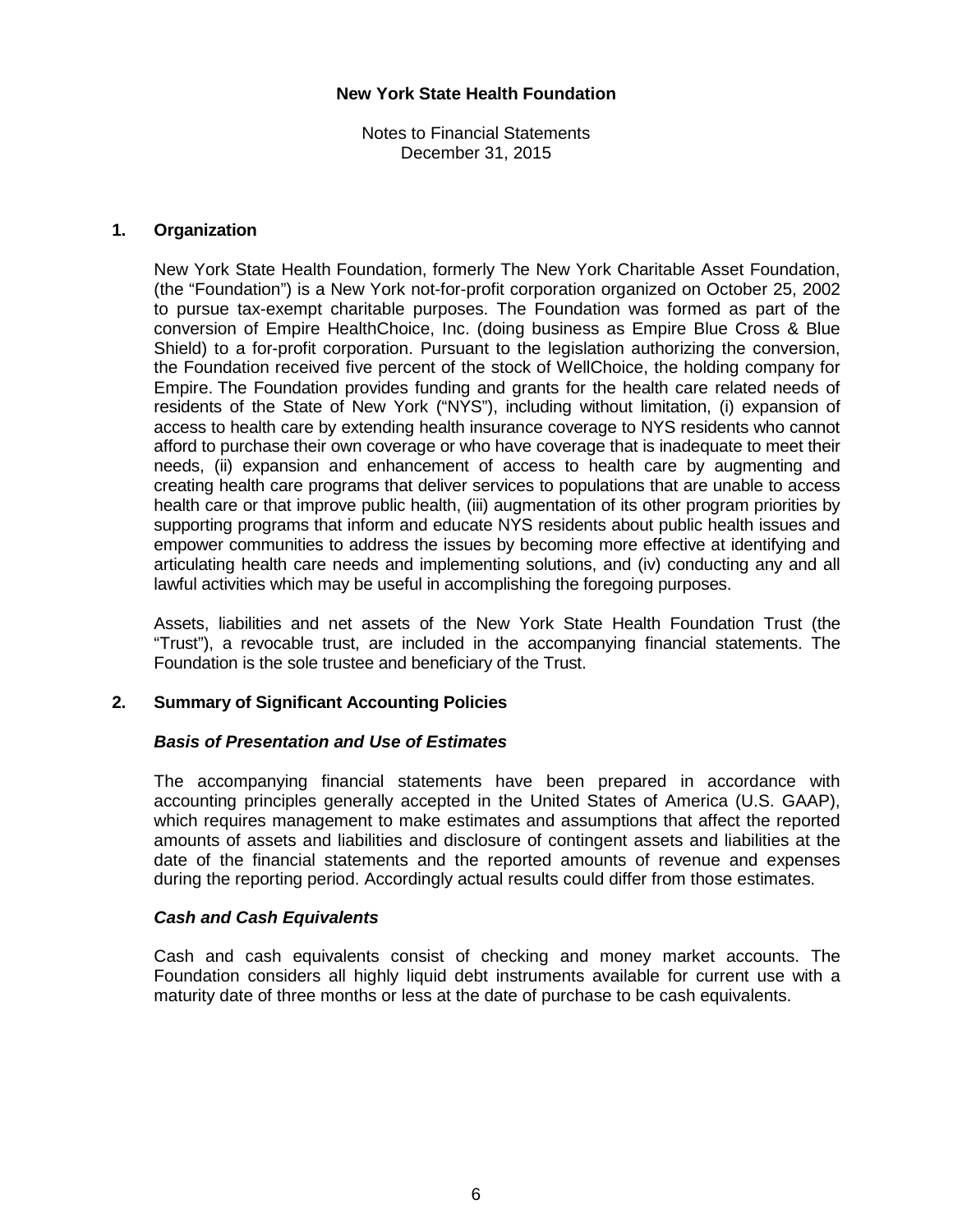# New York State Health Foundation

Notes to Financial Statements
December 31, 2015

## 1. Organization

New York State Health Foundation, formerly The New York Charitable Asset Foundation, (the "Foundation") is a New York not-for-profit corporation organized on October 25, 2002 to pursue tax-exempt charitable purposes. The Foundation was formed as part of the conversion of Empire HealthChoice, Inc. (doing business as Empire Blue Cross & Blue Shield) to a for-profit corporation. Pursuant to the legislation authorizing the conversion, the Foundation received five percent of the stock of WellChoice, the holding company for Empire. The Foundation provides funding and grants for the health care related needs of residents of the State of New York ("NYS"), including without limitation, (i) expansion of access to health care by extending health insurance coverage to NYS residents who cannot afford to purchase their own coverage or who have coverage that is inadequate to meet their needs, (ii) expansion and enhancement of access to health care by augmenting and creating health care programs that deliver services to populations that are unable to access health care or that improve public health, (iii) augmentation of its other program priorities by supporting programs that inform and educate NYS residents about public health issues and empower communities to address the issues by becoming more effective at identifying and articulating health care needs and implementing solutions, and (iv) conducting any and all lawful activities which may be useful in accomplishing the foregoing purposes.

Assets, liabilities and net assets of the New York State Health Foundation Trust (the "Trust"), a revocable trust, are included in the accompanying financial statements. The Foundation is the sole trustee and beneficiary of the Trust.

## 2. Summary of Significant Accounting Policies

### *Basis of Presentation and Use of Estimates*

The accompanying financial statements have been prepared in accordance with accounting principles generally accepted in the United States of America (U.S. GAAP), which requires management to make estimates and assumptions that affect the reported amounts of assets and liabilities and disclosure of contingent assets and liabilities at the date of the financial statements and the reported amounts of revenue and expenses during the reporting period. Accordingly actual results could differ from those estimates.

### *Cash and Cash Equivalents*

Cash and cash equivalents consist of checking and money market accounts. The Foundation considers all highly liquid debt instruments available for current use with a maturity date of three months or less at the date of purchase to be cash equivalents.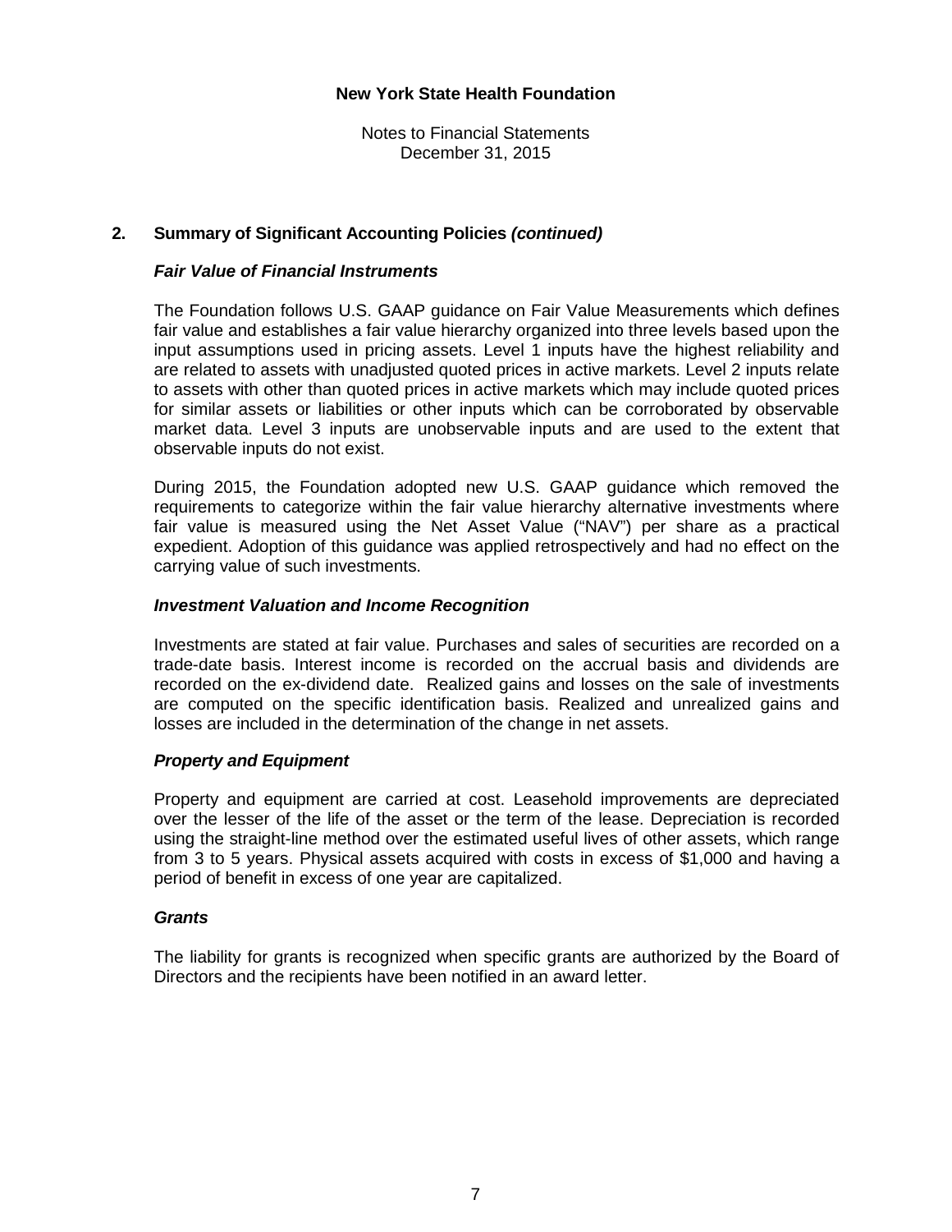## 2. Summary of Significant Accounting Policies *(continued)*

### *Fair Value of Financial Instruments*

The Foundation follows U.S. GAAP guidance on Fair Value Measurements which defines fair value and establishes a fair value hierarchy organized into three levels based upon the input assumptions used in pricing assets. Level 1 inputs have the highest reliability and are related to assets with unadjusted quoted prices in active markets. Level 2 inputs relate to assets with other than quoted prices in active markets which may include quoted prices for similar assets or liabilities or other inputs which can be corroborated by observable market data. Level 3 inputs are unobservable inputs and are used to the extent that observable inputs do not exist.

During 2015, the Foundation adopted new U.S. GAAP guidance which removed the requirements to categorize within the fair value hierarchy alternative investments where fair value is measured using the Net Asset Value ("NAV") per share as a practical expedient. Adoption of this guidance was applied retrospectively and had no effect on the carrying value of such investments.

### *Investment Valuation and Income Recognition*

Investments are stated at fair value. Purchases and sales of securities are recorded on a trade-date basis. Interest income is recorded on the accrual basis and dividends are recorded on the ex-dividend date. Realized gains and losses on the sale of investments are computed on the specific identification basis. Realized and unrealized gains and losses are included in the determination of the change in net assets.

### *Property and Equipment*

Property and equipment are carried at cost. Leasehold improvements are depreciated over the lesser of the life of the asset or the term of the lease. Depreciation is recorded using the straight-line method over the estimated useful lives of other assets, which range from 3 to 5 years. Physical assets acquired with costs in excess of $1,000 and having a period of benefit in excess of one year are capitalized.

### *Grants*

The liability for grants is recognized when specific grants are authorized by the Board of Directors and the recipients have been notified in an award letter.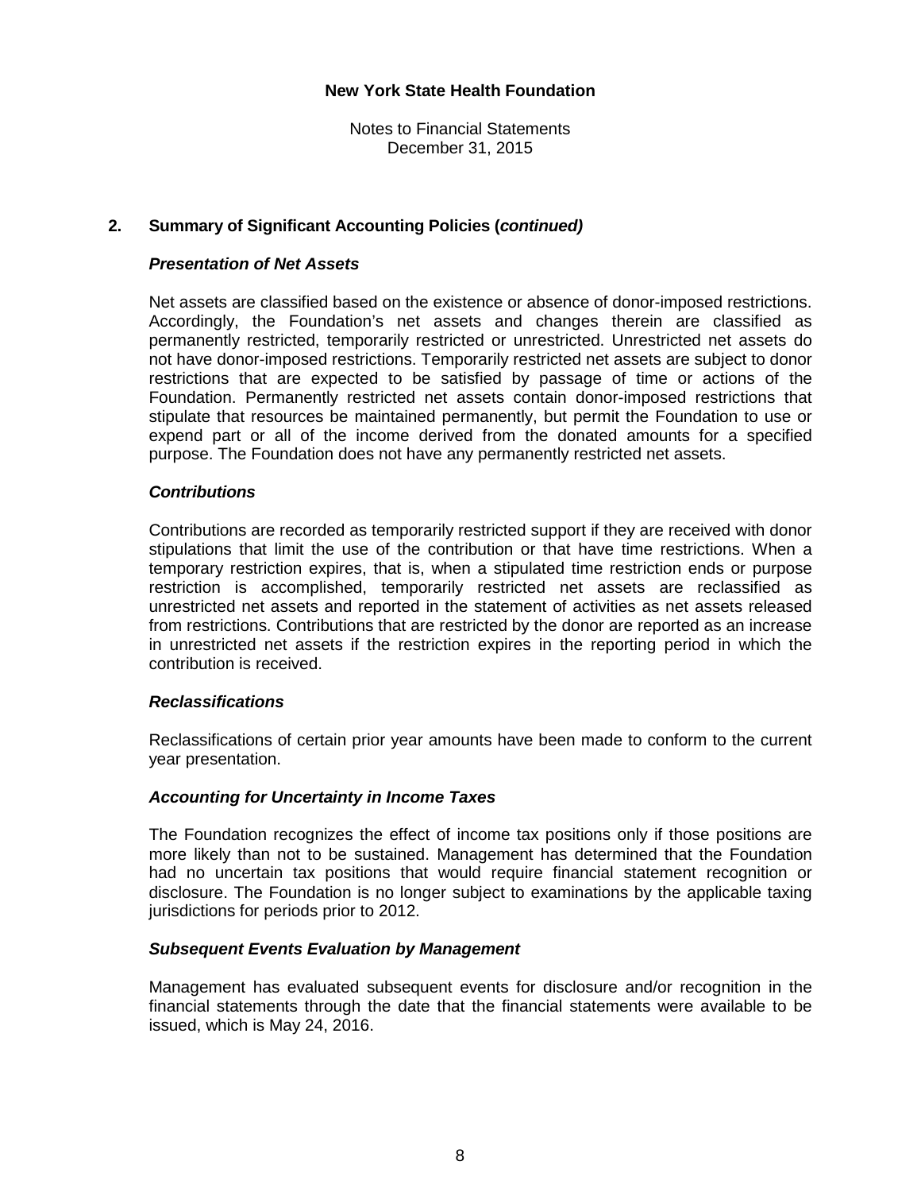**New York State Health Foundation**

Notes to Financial Statements
December 31, 2015

## 2. Summary of Significant Accounting Policies (*continued)*

### *Presentation of Net Assets*

Net assets are classified based on the existence or absence of donor-imposed restrictions. Accordingly, the Foundation's net assets and changes therein are classified as permanently restricted, temporarily restricted or unrestricted. Unrestricted net assets do not have donor-imposed restrictions. Temporarily restricted net assets are subject to donor restrictions that are expected to be satisfied by passage of time or actions of the Foundation. Permanently restricted net assets contain donor-imposed restrictions that stipulate that resources be maintained permanently, but permit the Foundation to use or expend part or all of the income derived from the donated amounts for a specified purpose. The Foundation does not have any permanently restricted net assets.

### *Contributions*

Contributions are recorded as temporarily restricted support if they are received with donor stipulations that limit the use of the contribution or that have time restrictions. When a temporary restriction expires, that is, when a stipulated time restriction ends or purpose restriction is accomplished, temporarily restricted net assets are reclassified as unrestricted net assets and reported in the statement of activities as net assets released from restrictions. Contributions that are restricted by the donor are reported as an increase in unrestricted net assets if the restriction expires in the reporting period in which the contribution is received.

### *Reclassifications*

Reclassifications of certain prior year amounts have been made to conform to the current year presentation.

### *Accounting for Uncertainty in Income Taxes*

The Foundation recognizes the effect of income tax positions only if those positions are more likely than not to be sustained. Management has determined that the Foundation had no uncertain tax positions that would require financial statement recognition or disclosure. The Foundation is no longer subject to examinations by the applicable taxing jurisdictions for periods prior to 2012.

### *Subsequent Events Evaluation by Management*

Management has evaluated subsequent events for disclosure and/or recognition in the financial statements through the date that the financial statements were available to be issued, which is May 24, 2016.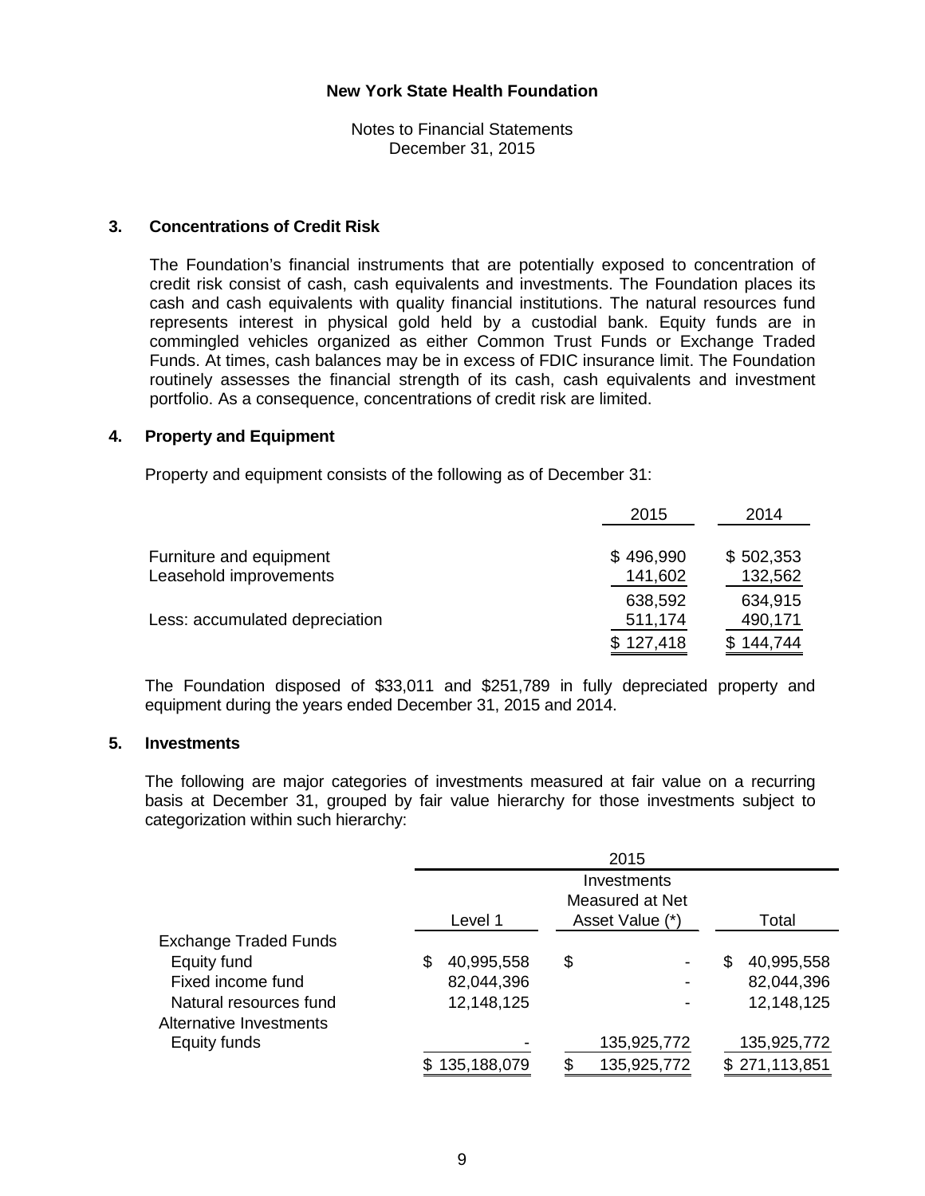**New York State Health Foundation**

Notes to Financial Statements
December 31, 2015

### 3. Concentrations of Credit Risk

The Foundation's financial instruments that are potentially exposed to concentration of credit risk consist of cash, cash equivalents and investments. The Foundation places its cash and cash equivalents with quality financial institutions. The natural resources fund represents interest in physical gold held by a custodial bank. Equity funds are in commingled vehicles organized as either Common Trust Funds or Exchange Traded Funds. At times, cash balances may be in excess of FDIC insurance limit. The Foundation routinely assesses the financial strength of its cash, cash equivalents and investment portfolio. As a consequence, concentrations of credit risk are limited.

### 4. Property and Equipment

Property and equipment consists of the following as of December 31:

| | 2015 | 2014 |
|---|---|---|
| Furniture and equipment | $ 496,990 | $ 502,353 |
| Leasehold improvements | 141,602 | 132,562 |
| | 638,592 | 634,915 |
| Less: accumulated depreciation | 511,174 | 490,171 |
| | $ 127,418 | $ 144,744 |

The Foundation disposed of $33,011 and $251,789 in fully depreciated property and equipment during the years ended December 31, 2015 and 2014.

### 5. Investments

The following are major categories of investments measured at fair value on a recurring basis at December 31, grouped by fair value hierarchy for those investments subject to categorization within such hierarchy:

| | 2015 | | |
|---|---|---|---|
| | Level 1 | Investments Measured at Net Asset Value (*) | Total |
| Exchange Traded Funds | | | |
| Equity fund | $ 40,995,558 | $ - | $ 40,995,558 |
| Fixed income fund | 82,044,396 | - | 82,044,396 |
| Natural resources fund | 12,148,125 | - | 12,148,125 |
| Alternative Investments | | | |
| Equity funds | - | 135,925,772 | 135,925,772 |
| | $ 135,188,079 | $ 135,925,772 | $ 271,113,851 |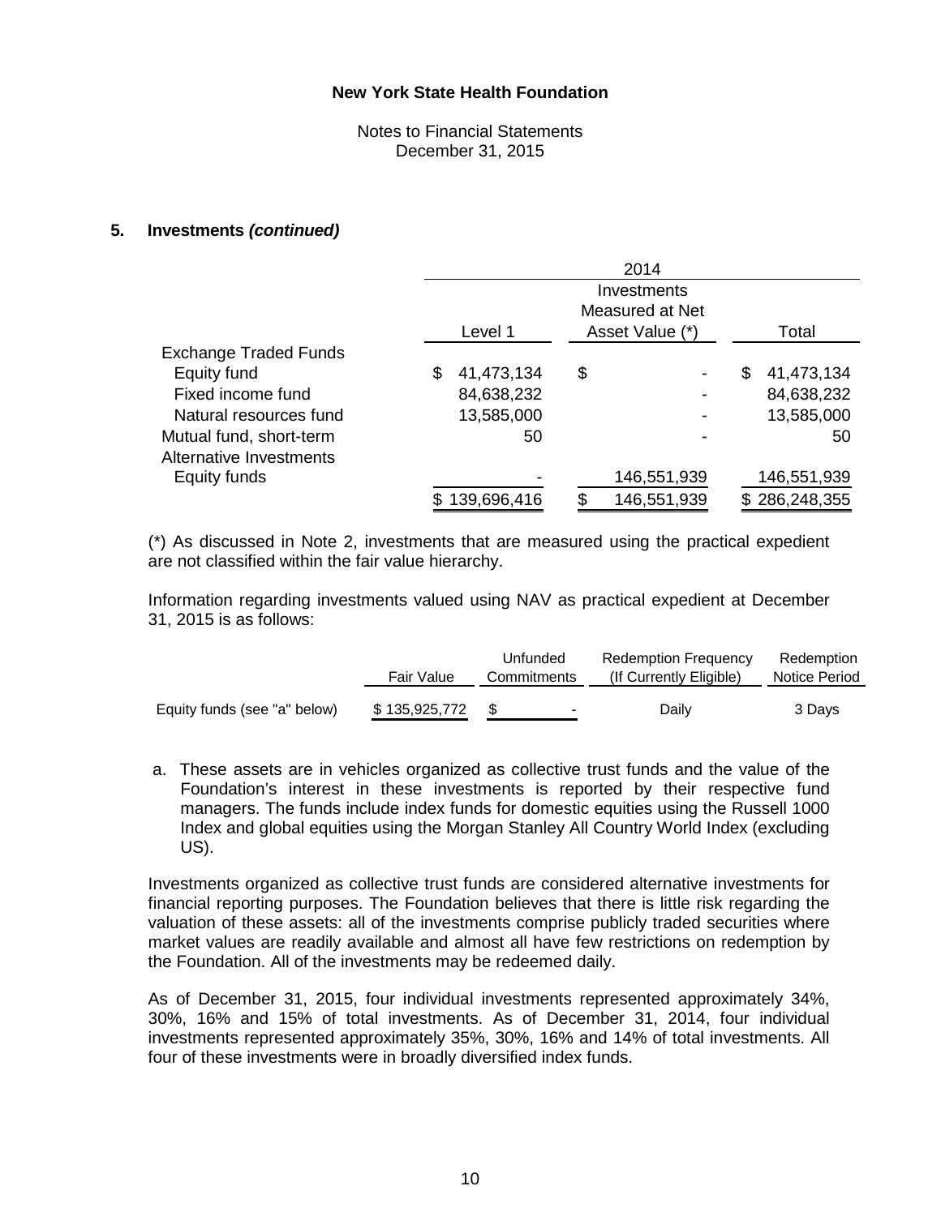### 5. Investments *(continued)*

| | 2014 | | |
|---|---|---|---|
| | Level 1 | Investments Measured at Net Asset Value (*) | Total |
| Exchange Traded Funds | | | |
| Equity fund | $ 41,473,134 | $ - | $ 41,473,134 |
| Fixed income fund | 84,638,232 | - | 84,638,232 |
| Natural resources fund | 13,585,000 | - | 13,585,000 |
| Mutual fund, short-term | 50 | - | 50 |
| Alternative Investments | | | |
| Equity funds | - | 146,551,939 | 146,551,939 |
| | $ 139,696,416 | $ 146,551,939 | $ 286,248,355 |

(*) As discussed in Note 2, investments that are measured using the practical expedient are not classified within the fair value hierarchy.

Information regarding investments valued using NAV as practical expedient at December 31, 2015 is as follows:

| | Fair Value | Unfunded Commitments | Redemption Frequency (If Currently Eligible) | Redemption Notice Period |
|---|---|---|---|---|
| Equity funds (see "a" below) | $ 135,925,772 | $ - | Daily | 3 Days |

a. These assets are in vehicles organized as collective trust funds and the value of the Foundation's interest in these investments is reported by their respective fund managers. The funds include index funds for domestic equities using the Russell 1000 Index and global equities using the Morgan Stanley All Country World Index (excluding US).

Investments organized as collective trust funds are considered alternative investments for financial reporting purposes. The Foundation believes that there is little risk regarding the valuation of these assets: all of the investments comprise publicly traded securities where market values are readily available and almost all have few restrictions on redemption by the Foundation. All of the investments may be redeemed daily.

As of December 31, 2015, four individual investments represented approximately 34%, 30%, 16% and 15% of total investments. As of December 31, 2014, four individual investments represented approximately 35%, 30%, 16% and 14% of total investments. All four of these investments were in broadly diversified index funds.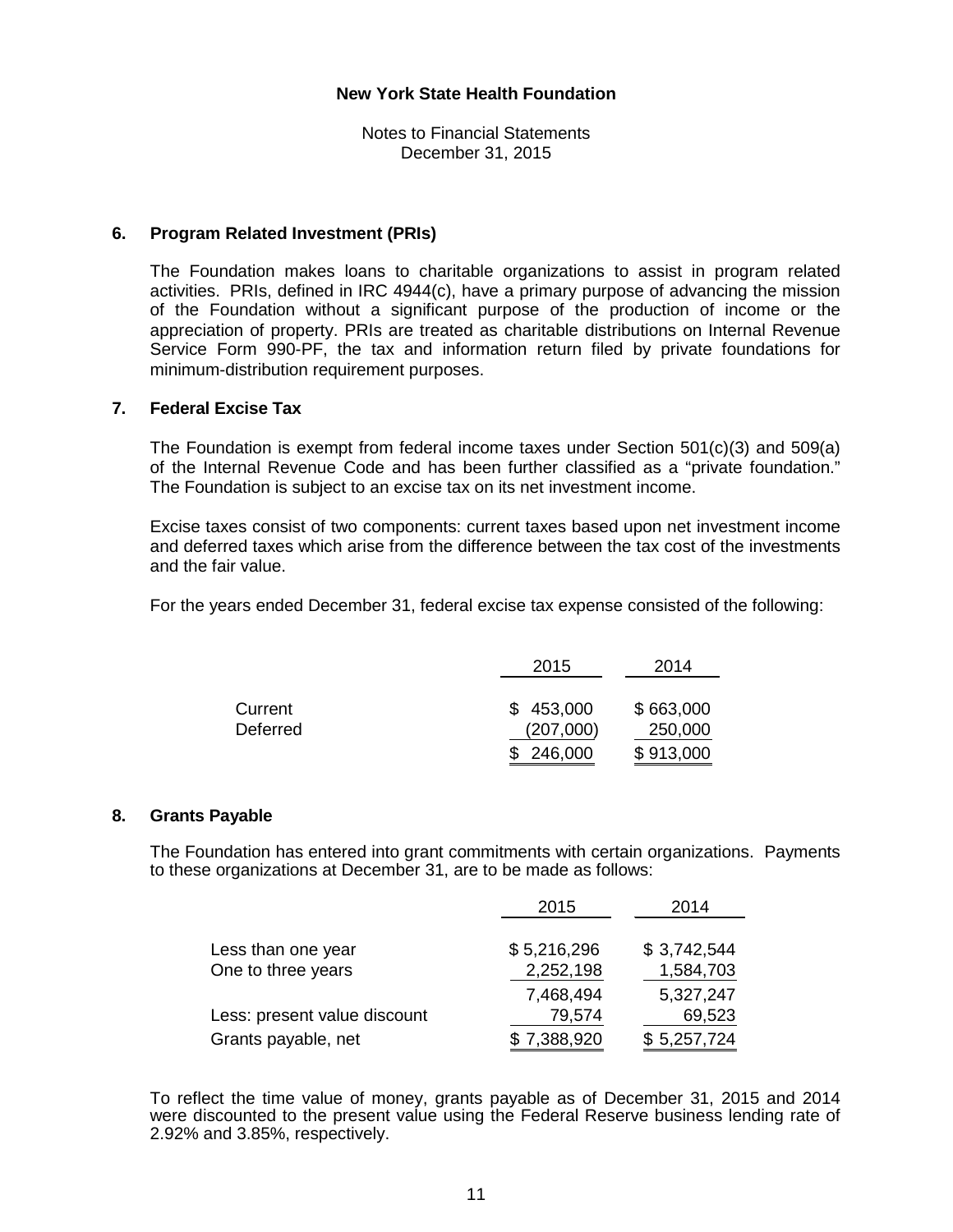**New York State Health Foundation**

Notes to Financial Statements
December 31, 2015

## 6. Program Related Investment (PRIs)

The Foundation makes loans to charitable organizations to assist in program related activities. PRIs, defined in IRC 4944(c), have a primary purpose of advancing the mission of the Foundation without a significant purpose of the production of income or the appreciation of property. PRIs are treated as charitable distributions on Internal Revenue Service Form 990-PF, the tax and information return filed by private foundations for minimum-distribution requirement purposes.

## 7. Federal Excise Tax

The Foundation is exempt from federal income taxes under Section 501(c)(3) and 509(a) of the Internal Revenue Code and has been further classified as a "private foundation." The Foundation is subject to an excise tax on its net investment income.

Excise taxes consist of two components: current taxes based upon net investment income and deferred taxes which arise from the difference between the tax cost of the investments and the fair value.

For the years ended December 31, federal excise tax expense consisted of the following:

| | 2015 | 2014 |
|---|---|---|
| Current | $ 453,000 | $ 663,000 |
| Deferred | (207,000) | 250,000 |
| | $ 246,000 | $ 913,000 |

## 8. Grants Payable

The Foundation has entered into grant commitments with certain organizations. Payments to these organizations at December 31, are to be made as follows:

| | 2015 | 2014 |
|---|---|---|
| Less than one year | $ 5,216,296 | $ 3,742,544 |
| One to three years | 2,252,198 | 1,584,703 |
| | 7,468,494 | 5,327,247 |
| Less: present value discount | 79,574 | 69,523 |
| Grants payable, net | $ 7,388,920 | $ 5,257,724 |

To reflect the time value of money, grants payable as of December 31, 2015 and 2014 were discounted to the present value using the Federal Reserve business lending rate of 2.92% and 3.85%, respectively.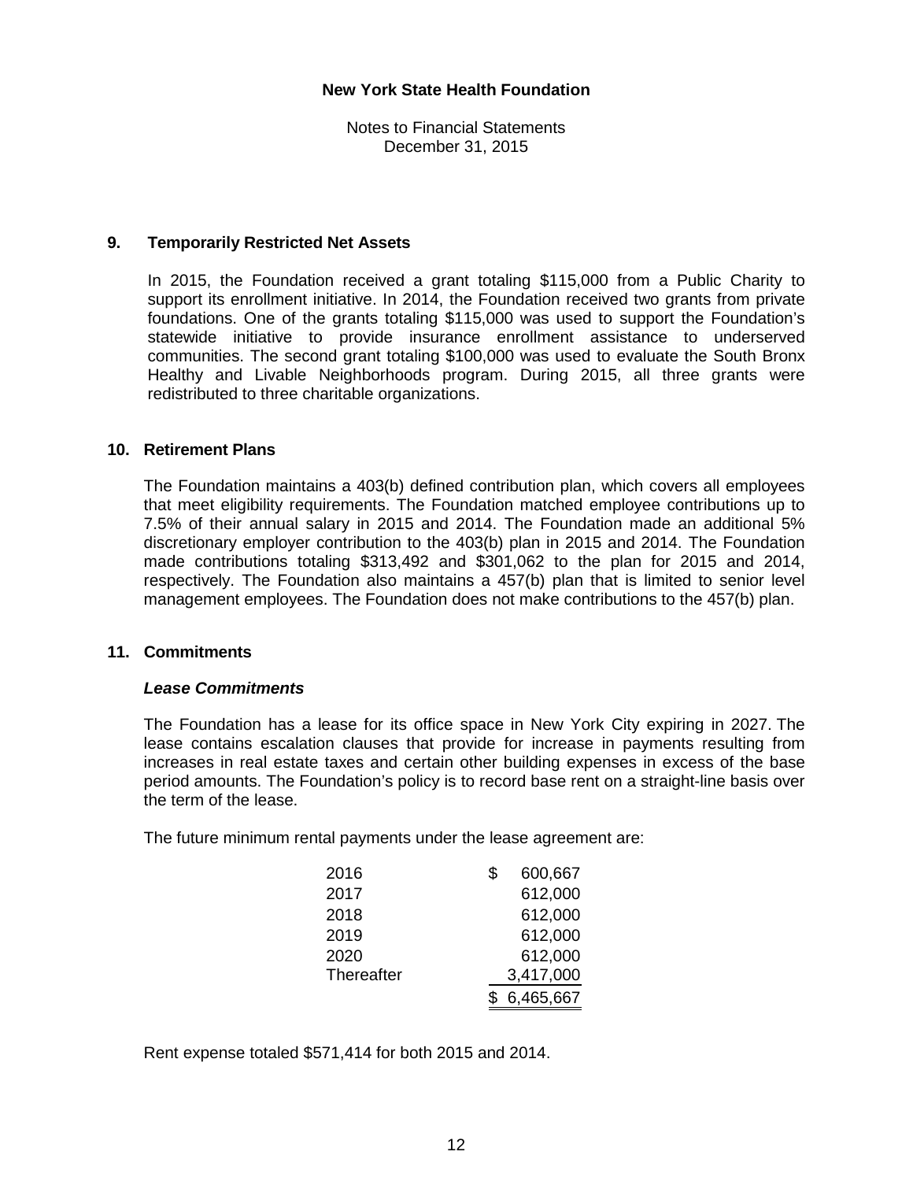# New York State Health Foundation

Notes to Financial Statements
December 31, 2015

## 9. Temporarily Restricted Net Assets

In 2015, the Foundation received a grant totaling $115,000 from a Public Charity to support its enrollment initiative. In 2014, the Foundation received two grants from private foundations. One of the grants totaling $115,000 was used to support the Foundation's statewide initiative to provide insurance enrollment assistance to underserved communities. The second grant totaling $100,000 was used to evaluate the South Bronx Healthy and Livable Neighborhoods program. During 2015, all three grants were redistributed to three charitable organizations.

## 10. Retirement Plans

The Foundation maintains a 403(b) defined contribution plan, which covers all employees that meet eligibility requirements. The Foundation matched employee contributions up to 7.5% of their annual salary in 2015 and 2014. The Foundation made an additional 5% discretionary employer contribution to the 403(b) plan in 2015 and 2014. The Foundation made contributions totaling $313,492 and $301,062 to the plan for 2015 and 2014, respectively. The Foundation also maintains a 457(b) plan that is limited to senior level management employees. The Foundation does not make contributions to the 457(b) plan.

## 11. Commitments

### *Lease Commitments*

The Foundation has a lease for its office space in New York City expiring in 2027. The lease contains escalation clauses that provide for increase in payments resulting from increases in real estate taxes and certain other building expenses in excess of the base period amounts. The Foundation's policy is to record base rent on a straight-line basis over the term of the lease.

The future minimum rental payments under the lease agreement are:

| | |
|---|---|
| 2016 | $ 600,667 |
| 2017 | 612,000 |
| 2018 | 612,000 |
| 2019 | 612,000 |
| 2020 | 612,000 |
| Thereafter | 3,417,000 |
| | $ 6,465,667 |

Rent expense totaled $571,414 for both 2015 and 2014.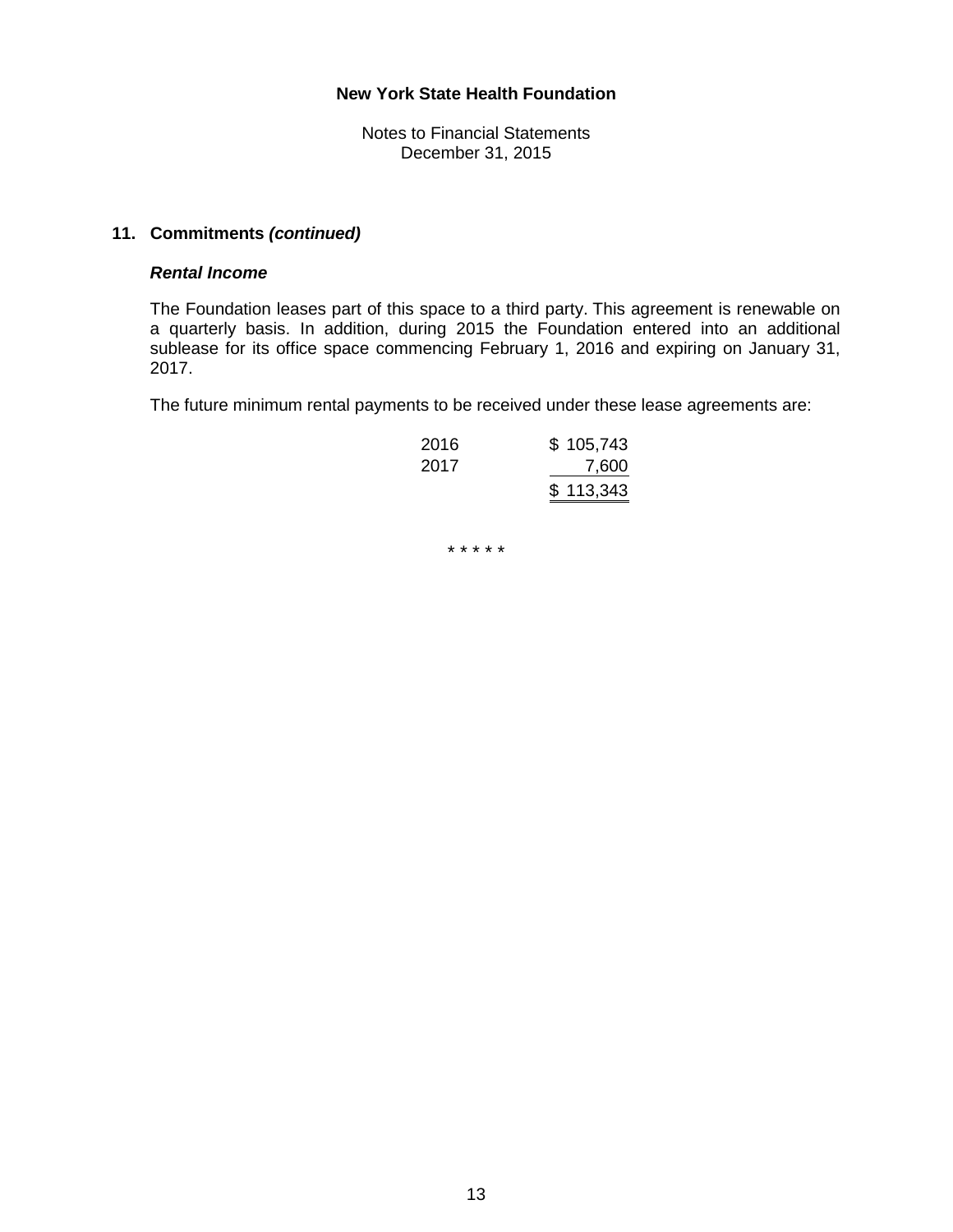## 11. Commitments *(continued)*

### *Rental Income*

The Foundation leases part of this space to a third party. This agreement is renewable on a quarterly basis. In addition, during 2015 the Foundation entered into an additional sublease for its office space commencing February 1, 2016 and expiring on January 31, 2017.

The future minimum rental payments to be received under these lease agreements are:

| Year | Amount |
|---|---|
| 2016 | $ 105,743 |
| 2017 | 7,600 |
| | $ 113,343 |

* * * * *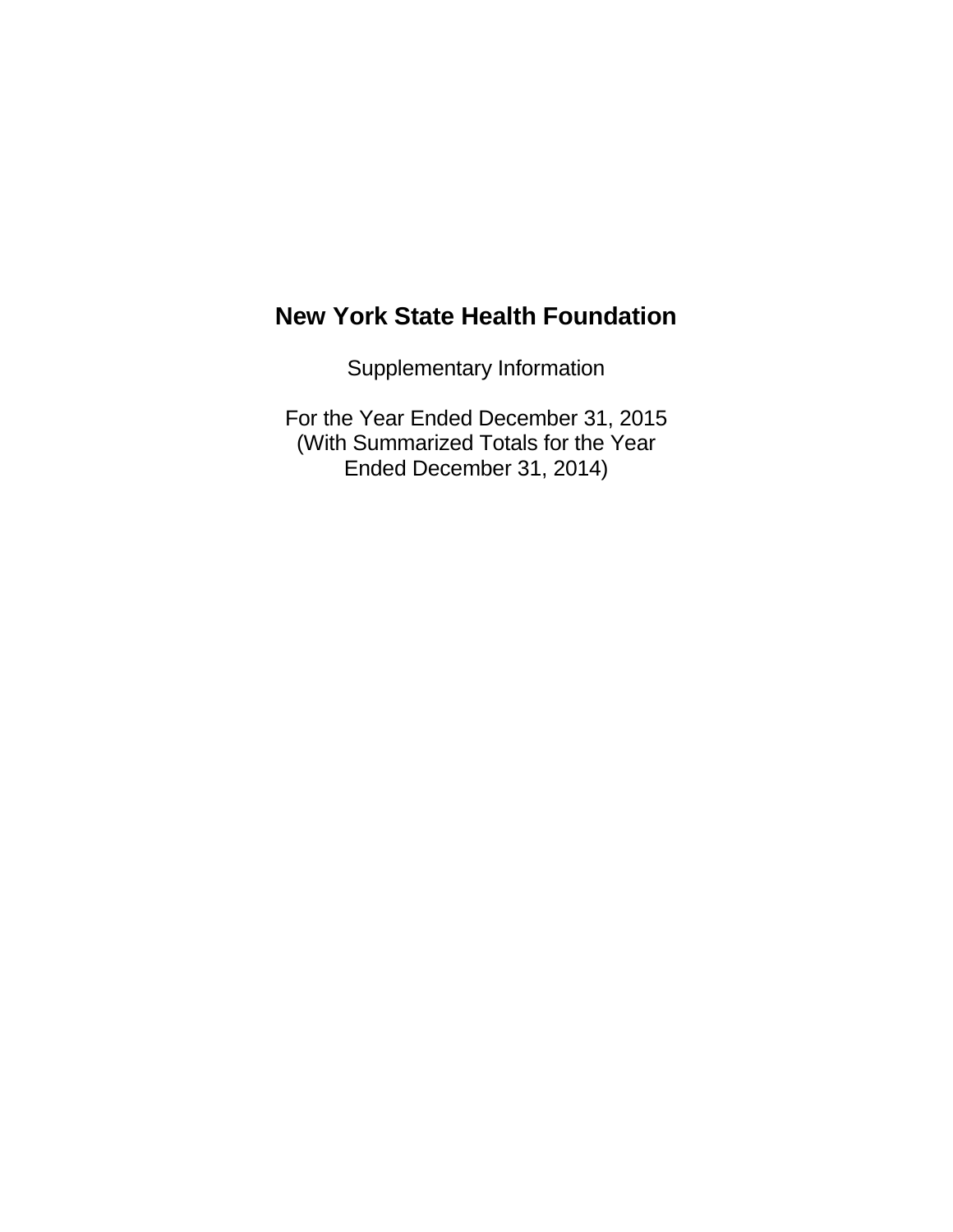# New York State Health Foundation

Supplementary Information

For the Year Ended December 31, 2015
(With Summarized Totals for the Year
Ended December 31, 2014)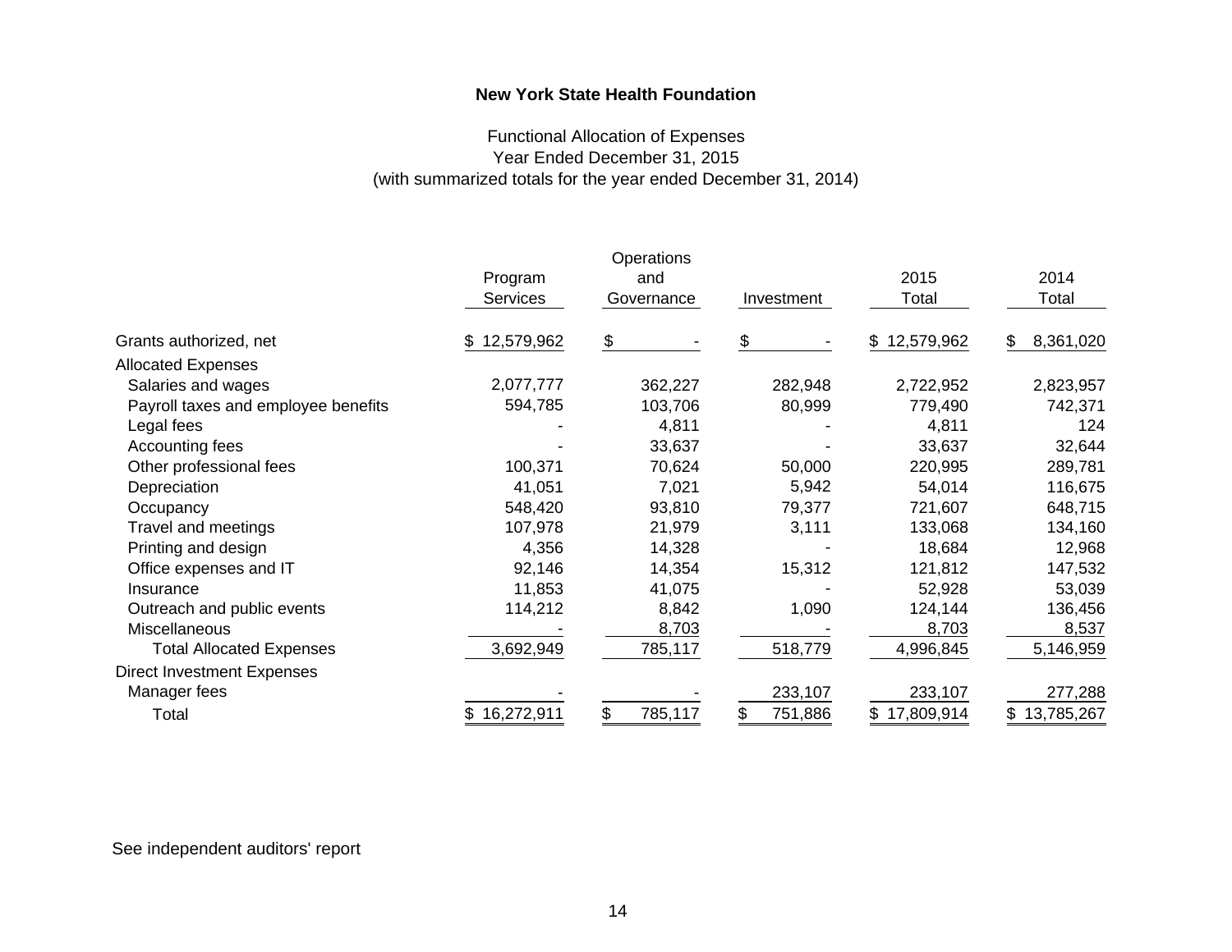**New York State Health Foundation**

Functional Allocation of Expenses
Year Ended December 31, 2015
(with summarized totals for the year ended December 31, 2014)

| | Program Services | Operations and Governance | Investment | 2015 Total | 2014 Total |
|---|---|---|---|---|---|
| Grants authorized, net | $ 12,579,962 | $ - | $ - | $ 12,579,962 | $ 8,361,020 |
| Allocated Expenses | | | | | |
| Salaries and wages | 2,077,777 | 362,227 | 282,948 | 2,722,952 | 2,823,957 |
| Payroll taxes and employee benefits | 594,785 | 103,706 | 80,999 | 779,490 | 742,371 |
| Legal fees | - | 4,811 | - | 4,811 | 124 |
| Accounting fees | - | 33,637 | - | 33,637 | 32,644 |
| Other professional fees | 100,371 | 70,624 | 50,000 | 220,995 | 289,781 |
| Depreciation | 41,051 | 7,021 | 5,942 | 54,014 | 116,675 |
| Occupancy | 548,420 | 93,810 | 79,377 | 721,607 | 648,715 |
| Travel and meetings | 107,978 | 21,979 | 3,111 | 133,068 | 134,160 |
| Printing and design | 4,356 | 14,328 | - | 18,684 | 12,968 |
| Office expenses and IT | 92,146 | 14,354 | 15,312 | 121,812 | 147,532 |
| Insurance | 11,853 | 41,075 | - | 52,928 | 53,039 |
| Outreach and public events | 114,212 | 8,842 | 1,090 | 124,144 | 136,456 |
| Miscellaneous | - | 8,703 | - | 8,703 | 8,537 |
| Total Allocated Expenses | 3,692,949 | 785,117 | 518,779 | 4,996,845 | 5,146,959 |
| Direct Investment Expenses | | | | | |
| Manager fees | - | - | 233,107 | 233,107 | 277,288 |
| Total | $ 16,272,911 | $ 785,117 | $ 751,886 | $ 17,809,914 | $ 13,785,267 |

See independent auditors' report